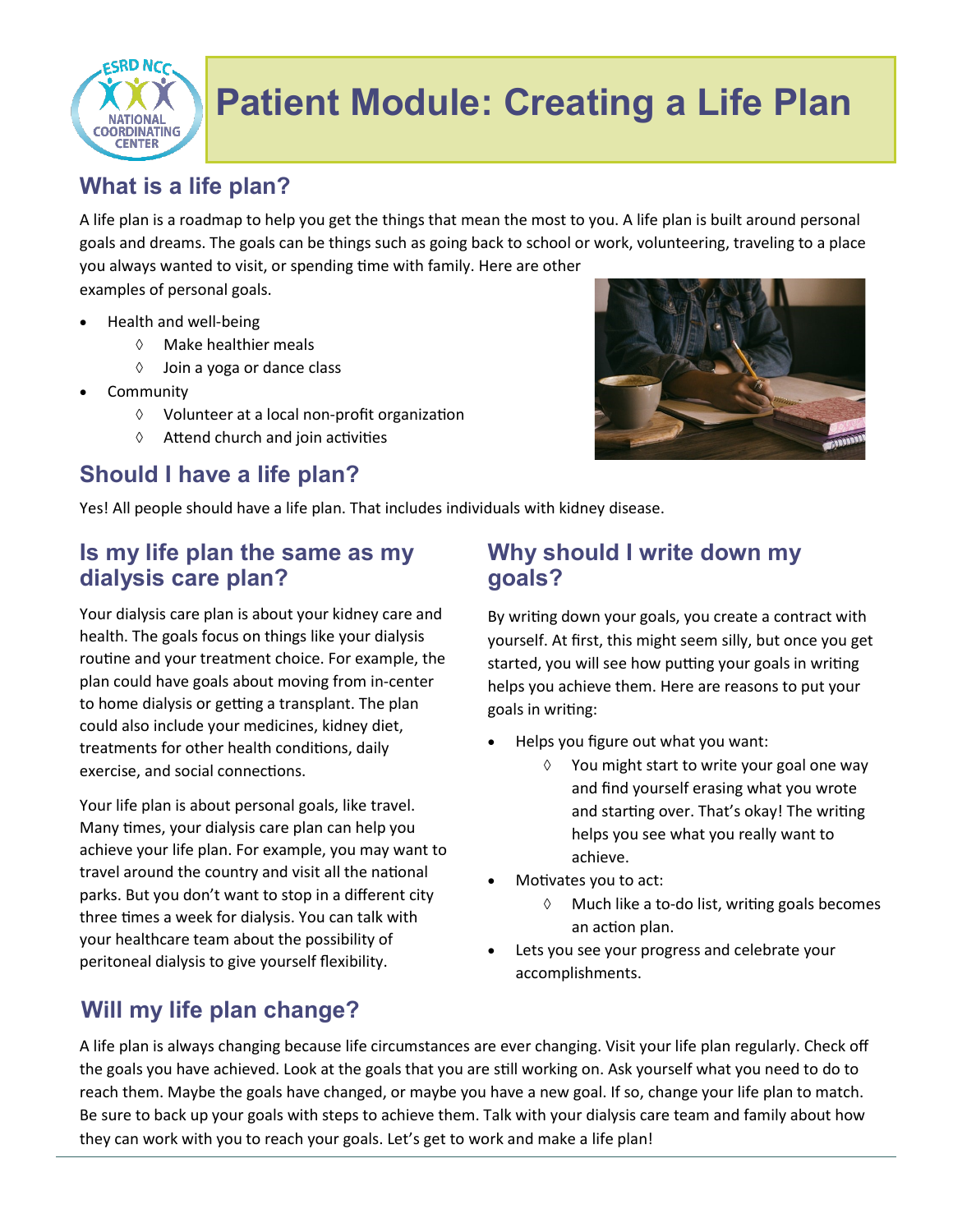# Patient Module: Creating a Life Plan

## What is a life plan?

A life plan is a roadmap to help you get the things that mean the most to you. A life plan is built around personal goals and dreams. The goals can be things such as going back to school or work, volunteering, traveling to a place you always wanted to visit, or spending time with family. Here are other examples of personal goals.

- Health and well-being
  - ◊ Make healthier meals
  - ◊ Join a yoga or dance class
- Community
  - ◊ Volunteer at a local non-profit organization
  - ◊ Attend church and join activities

## Should I have a life plan?

Yes! All people should have a life plan. That includes individuals with kidney disease.

## Is my life plan the same as my dialysis care plan?

Your dialysis care plan is about your kidney care and health. The goals focus on things like your dialysis routine and your treatment choice. For example, the plan could have goals about moving from in-center to home dialysis or getting a transplant. The plan could also include your medicines, kidney diet, treatments for other health conditions, daily exercise, and social connections.

Your life plan is about personal goals, like travel. Many times, your dialysis care plan can help you achieve your life plan. For example, you may want to travel around the country and visit all the national parks. But you don't want to stop in a different city three times a week for dialysis. You can talk with your healthcare team about the possibility of peritoneal dialysis to give yourself flexibility.

## Why should I write down my goals?

By writing down your goals, you create a contract with yourself. At first, this might seem silly, but once you get started, you will see how putting your goals in writing helps you achieve them. Here are reasons to put your goals in writing:

- Helps you figure out what you want:
  - ◊ You might start to write your goal one way and find yourself erasing what you wrote and starting over. That's okay! The writing helps you see what you really want to achieve.
- Motivates you to act:
  - ◊ Much like a to-do list, writing goals becomes an action plan.
- Lets you see your progress and celebrate your accomplishments.

## Will my life plan change?

A life plan is always changing because life circumstances are ever changing. Visit your life plan regularly. Check off the goals you have achieved. Look at the goals that you are still working on. Ask yourself what you need to do to reach them. Maybe the goals have changed, or maybe you have a new goal. If so, change your life plan to match. Be sure to back up your goals with steps to achieve them. Talk with your dialysis care team and family about how they can work with you to reach your goals. Let's get to work and make a life plan!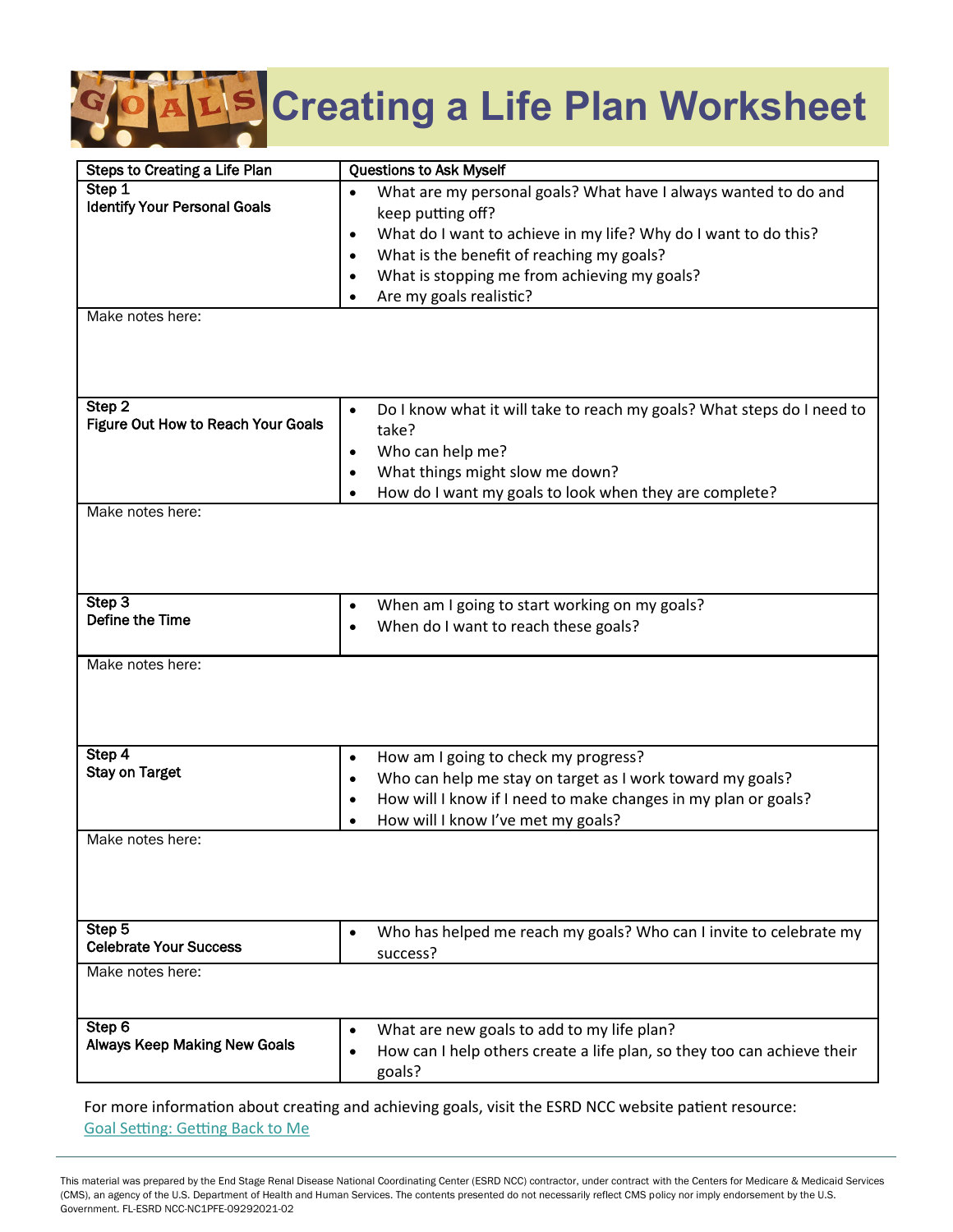# Creating a Life Plan Worksheet

| Steps to Creating a Life Plan | Questions to Ask Myself |
|---|---|
| **Step 1**<br>**Identify Your Personal Goals** | • What are my personal goals? What have I always wanted to do and keep putting off?<br>• What do I want to achieve in my life? Why do I want to do this?<br>• What is the benefit of reaching my goals?<br>• What is stopping me from achieving my goals?<br>• Are my goals realistic? |
| Make notes here: | |
| **Step 2**<br>**Figure Out How to Reach Your Goals** | • Do I know what it will take to reach my goals? What steps do I need to take?<br>• Who can help me?<br>• What things might slow me down?<br>• How do I want my goals to look when they are complete? |
| Make notes here: | |
| **Step 3**<br>**Define the Time** | • When am I going to start working on my goals?<br>• When do I want to reach these goals? |
| Make notes here: | |
| **Step 4**<br>**Stay on Target** | • How am I going to check my progress?<br>• Who can help me stay on target as I work toward my goals?<br>• How will I know if I need to make changes in my plan or goals?<br>• How will I know I've met my goals? |
| Make notes here: | |
| **Step 5**<br>**Celebrate Your Success** | • Who has helped me reach my goals? Who can I invite to celebrate my success? |
| Make notes here: | |
| **Step 6**<br>**Always Keep Making New Goals** | • What are new goals to add to my life plan?<br>• How can I help others create a life plan, so they too can achieve their goals? |

For more information about creating and achieving goals, visit the ESRD NCC website patient resource: [Goal Setting: Getting Back to Me]

This material was prepared by the End Stage Renal Disease National Coordinating Center (ESRD NCC) contractor, under contract with the Centers for Medicare & Medicaid Services (CMS), an agency of the U.S. Department of Health and Human Services. The contents presented do not necessarily reflect CMS policy nor imply endorsement by the U.S. Government. FL-ESRD NCC-NC1PFE-09292021-02